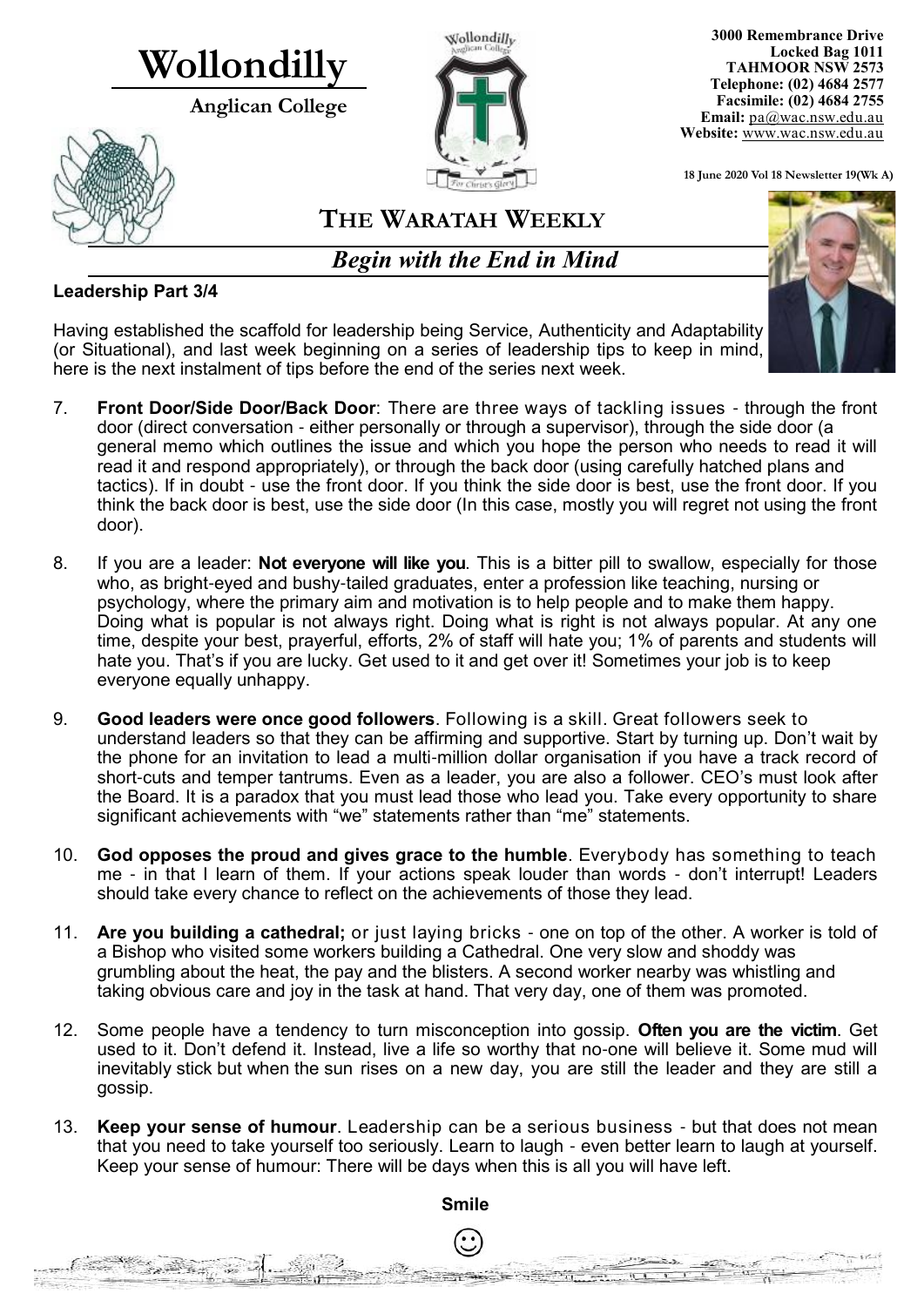# Wollondilly

**Anglican College**

**3000 Remembrance Drive**
**Locked Bag 1011**
**TAHMOOR NSW 2573**
**Telephone: (02) 4684 2577**
**Facsimile: (02) 4684 2755**
**Email:** pa@wac.nsw.edu.au
**Website:** www.wac.nsw.edu.au

**18 June 2020 Vol 18 Newsletter 19(Wk A)**

## THE WARATAH WEEKLY

### *Begin with the End in Mind*

**Leadership Part 3/4**

Having established the scaffold for leadership being Service, Authenticity and Adaptability (or Situational), and last week beginning on a series of leadership tips to keep in mind, here is the next instalment of tips before the end of the series next week.

7. **Front Door/Side Door/Back Door**: There are three ways of tackling issues - through the front door (direct conversation - either personally or through a supervisor), through the side door (a general memo which outlines the issue and which you hope the person who needs to read it will read it and respond appropriately), or through the back door (using carefully hatched plans and tactics). If in doubt - use the front door. If you think the side door is best, use the front door. If you think the back door is best, use the side door (In this case, mostly you will regret not using the front door).

8. If you are a leader: **Not everyone will like you**. This is a bitter pill to swallow, especially for those who, as bright-eyed and bushy-tailed graduates, enter a profession like teaching, nursing or psychology, where the primary aim and motivation is to help people and to make them happy. Doing what is popular is not always right. Doing what is right is not always popular. At any one time, despite your best, prayerful, efforts, 2% of staff will hate you; 1% of parents and students will hate you. That's if you are lucky. Get used to it and get over it! Sometimes your job is to keep everyone equally unhappy.

9. **Good leaders were once good followers**. Following is a skill. Great followers seek to understand leaders so that they can be affirming and supportive. Start by turning up. Don't wait by the phone for an invitation to lead a multi-million dollar organisation if you have a track record of short-cuts and temper tantrums. Even as a leader, you are also a follower. CEO's must look after the Board. It is a paradox that you must lead those who lead you. Take every opportunity to share significant achievements with "we" statements rather than "me" statements.

10. **God opposes the proud and gives grace to the humble**. Everybody has something to teach me - in that I learn of them. If your actions speak louder than words - don't interrupt! Leaders should take every chance to reflect on the achievements of those they lead.

11. **Are you building a cathedral;** or just laying bricks - one on top of the other. A worker is told of a Bishop who visited some workers building a Cathedral. One very slow and shoddy was grumbling about the heat, the pay and the blisters. A second worker nearby was whistling and taking obvious care and joy in the task at hand. That very day, one of them was promoted.

12. Some people have a tendency to turn misconception into gossip. **Often you are the victim**. Get used to it. Don't defend it. Instead, live a life so worthy that no-one will believe it. Some mud will inevitably stick but when the sun rises on a new day, you are still the leader and they are still a gossip.

13. **Keep your sense of humour**. Leadership can be a serious business - but that does not mean that you need to take yourself too seriously. Learn to laugh - even better learn to laugh at yourself. Keep your sense of humour: There will be days when this is all you will have left.

**Smile**

☺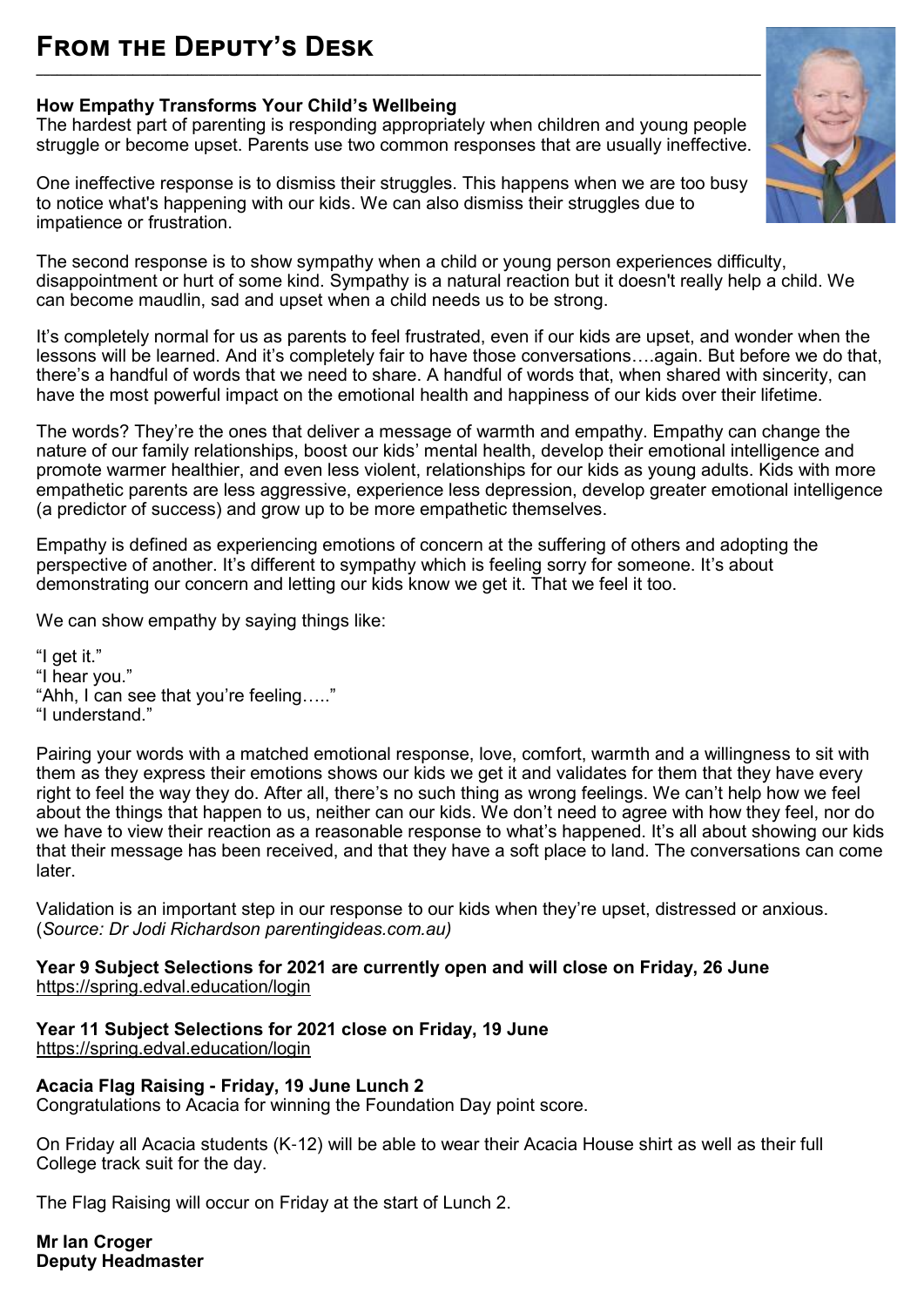# From the Deputy's Desk

**How Empathy Transforms Your Child's Wellbeing**

The hardest part of parenting is responding appropriately when children and young people struggle or become upset. Parents use two common responses that are usually ineffective.

One ineffective response is to dismiss their struggles. This happens when we are too busy to notice what's happening with our kids. We can also dismiss their struggles due to impatience or frustration.

The second response is to show sympathy when a child or young person experiences difficulty, disappointment or hurt of some kind. Sympathy is a natural reaction but it doesn't really help a child. We can become maudlin, sad and upset when a child needs us to be strong.

It's completely normal for us as parents to feel frustrated, even if our kids are upset, and wonder when the lessons will be learned. And it's completely fair to have those conversations….again. But before we do that, there's a handful of words that we need to share. A handful of words that, when shared with sincerity, can have the most powerful impact on the emotional health and happiness of our kids over their lifetime.

The words? They're the ones that deliver a message of warmth and empathy. Empathy can change the nature of our family relationships, boost our kids' mental health, develop their emotional intelligence and promote warmer healthier, and even less violent, relationships for our kids as young adults. Kids with more empathetic parents are less aggressive, experience less depression, develop greater emotional intelligence (a predictor of success) and grow up to be more empathetic themselves.

Empathy is defined as experiencing emotions of concern at the suffering of others and adopting the perspective of another. It's different to sympathy which is feeling sorry for someone. It's about demonstrating our concern and letting our kids know we get it. That we feel it too.

We can show empathy by saying things like:

"I get it."
"I hear you."
"Ahh, I can see that you're feeling….."
"I understand."

Pairing your words with a matched emotional response, love, comfort, warmth and a willingness to sit with them as they express their emotions shows our kids we get it and validates for them that they have every right to feel the way they do. After all, there's no such thing as wrong feelings. We can't help how we feel about the things that happen to us, neither can our kids. We don't need to agree with how they feel, nor do we have to view their reaction as a reasonable response to what's happened. It's all about showing our kids that their message has been received, and that they have a soft place to land. The conversations can come later.

Validation is an important step in our response to our kids when they're upset, distressed or anxious. (*Source: Dr Jodi Richardson parentingideas.com.au)*

**Year 9 Subject Selections for 2021 are currently open and will close on Friday, 26 June**
https://spring.edval.education/login

**Year 11 Subject Selections for 2021 close on Friday, 19 June**
https://spring.edval.education/login

**Acacia Flag Raising - Friday, 19 June Lunch 2**
Congratulations to Acacia for winning the Foundation Day point score.

On Friday all Acacia students (K-12) will be able to wear their Acacia House shirt as well as their full College track suit for the day.

The Flag Raising will occur on Friday at the start of Lunch 2.

**Mr Ian Croger**
**Deputy Headmaster**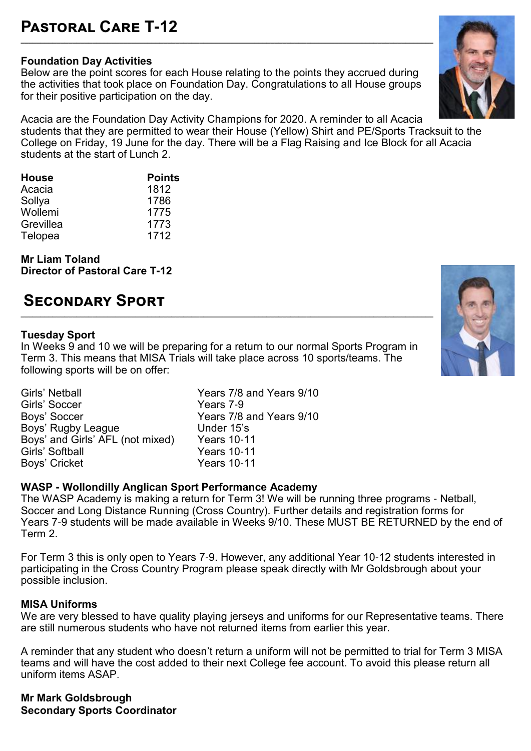# Pastoral Care T-12

**Foundation Day Activities**
Below are the point scores for each House relating to the points they accrued during the activities that took place on Foundation Day. Congratulations to all House groups for their positive participation on the day.

Acacia are the Foundation Day Activity Champions for 2020. A reminder to all Acacia students that they are permitted to wear their House (Yellow) Shirt and PE/Sports Tracksuit to the College on Friday, 19 June for the day. There will be a Flag Raising and Ice Block for all Acacia students at the start of Lunch 2.

| House | Points |
|---|---|
| Acacia | 1812 |
| Sollya | 1786 |
| Wollemi | 1775 |
| Grevillea | 1773 |
| Telopea | 1712 |

**Mr Liam Toland**
**Director of Pastoral Care T-12**

# Secondary Sport

**Tuesday Sport**
In Weeks 9 and 10 we will be preparing for a return to our normal Sports Program in Term 3. This means that MISA Trials will take place across 10 sports/teams. The following sports will be on offer:

| | |
|---|---|
| Girls' Netball | Years 7/8 and Years 9/10 |
| Girls' Soccer | Years 7-9 |
| Boys' Soccer | Years 7/8 and Years 9/10 |
| Boys' Rugby League | Under 15's |
| Boys' and Girls' AFL (not mixed) | Years 10-11 |
| Girls' Softball | Years 10-11 |
| Boys' Cricket | Years 10-11 |

**WASP - Wollondilly Anglican Sport Performance Academy**
The WASP Academy is making a return for Term 3! We will be running three programs - Netball, Soccer and Long Distance Running (Cross Country). Further details and registration forms for Years 7-9 students will be made available in Weeks 9/10. These MUST BE RETURNED by the end of Term 2.

For Term 3 this is only open to Years 7-9. However, any additional Year 10-12 students interested in participating in the Cross Country Program please speak directly with Mr Goldsbrough about your possible inclusion.

**MISA Uniforms**
We are very blessed to have quality playing jerseys and uniforms for our Representative teams. There are still numerous students who have not returned items from earlier this year.

A reminder that any student who doesn't return a uniform will not be permitted to trial for Term 3 MISA teams and will have the cost added to their next College fee account. To avoid this please return all uniform items ASAP.

**Mr Mark Goldsbrough**
**Secondary Sports Coordinator**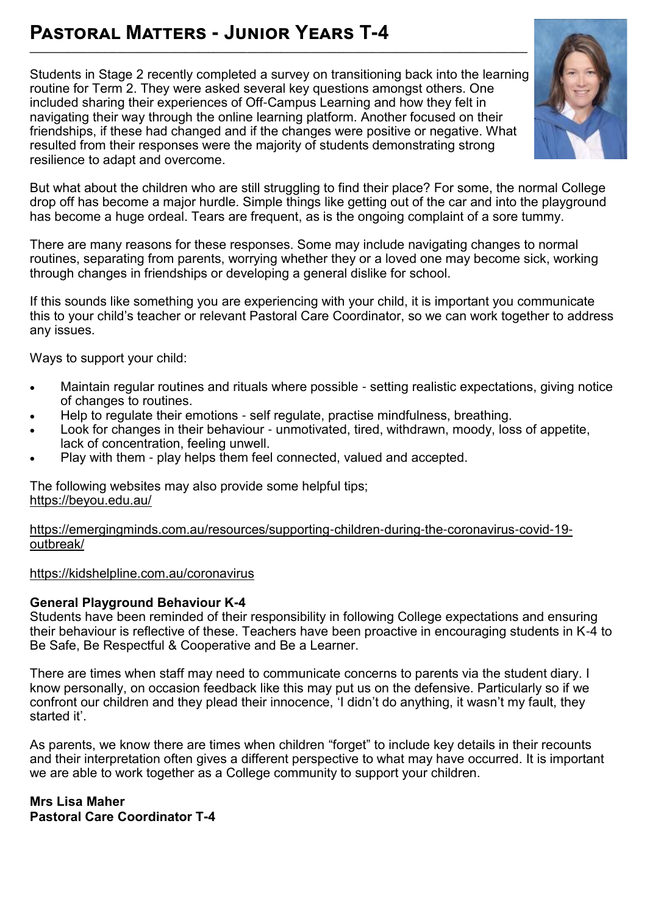# Pastoral Matters - Junior Years T-4

Students in Stage 2 recently completed a survey on transitioning back into the learning routine for Term 2. They were asked several key questions amongst others. One included sharing their experiences of Off-Campus Learning and how they felt in navigating their way through the online learning platform. Another focused on their friendships, if these had changed and if the changes were positive or negative. What resulted from their responses were the majority of students demonstrating strong resilience to adapt and overcome.

But what about the children who are still struggling to find their place? For some, the normal College drop off has become a major hurdle. Simple things like getting out of the car and into the playground has become a huge ordeal. Tears are frequent, as is the ongoing complaint of a sore tummy.

There are many reasons for these responses. Some may include navigating changes to normal routines, separating from parents, worrying whether they or a loved one may become sick, working through changes in friendships or developing a general dislike for school.

If this sounds like something you are experiencing with your child, it is important you communicate this to your child's teacher or relevant Pastoral Care Coordinator, so we can work together to address any issues.

Ways to support your child:

- Maintain regular routines and rituals where possible - setting realistic expectations, giving notice of changes to routines.
- Help to regulate their emotions - self regulate, practise mindfulness, breathing.
- Look for changes in their behaviour - unmotivated, tired, withdrawn, moody, loss of appetite, lack of concentration, feeling unwell.
- Play with them - play helps them feel connected, valued and accepted.

The following websites may also provide some helpful tips;
https://beyou.edu.au/

https://emergingminds.com.au/resources/supporting-children-during-the-coronavirus-covid-19-outbreak/

https://kidshelpline.com.au/coronavirus

**General Playground Behaviour K-4**

Students have been reminded of their responsibility in following College expectations and ensuring their behaviour is reflective of these. Teachers have been proactive in encouraging students in K-4 to Be Safe, Be Respectful & Cooperative and Be a Learner.

There are times when staff may need to communicate concerns to parents via the student diary. I know personally, on occasion feedback like this may put us on the defensive. Particularly so if we confront our children and they plead their innocence, 'I didn't do anything, it wasn't my fault, they started it'.

As parents, we know there are times when children "forget" to include key details in their recounts and their interpretation often gives a different perspective to what may have occurred. It is important we are able to work together as a College community to support your children.

**Mrs Lisa Maher**
**Pastoral Care Coordinator T-4**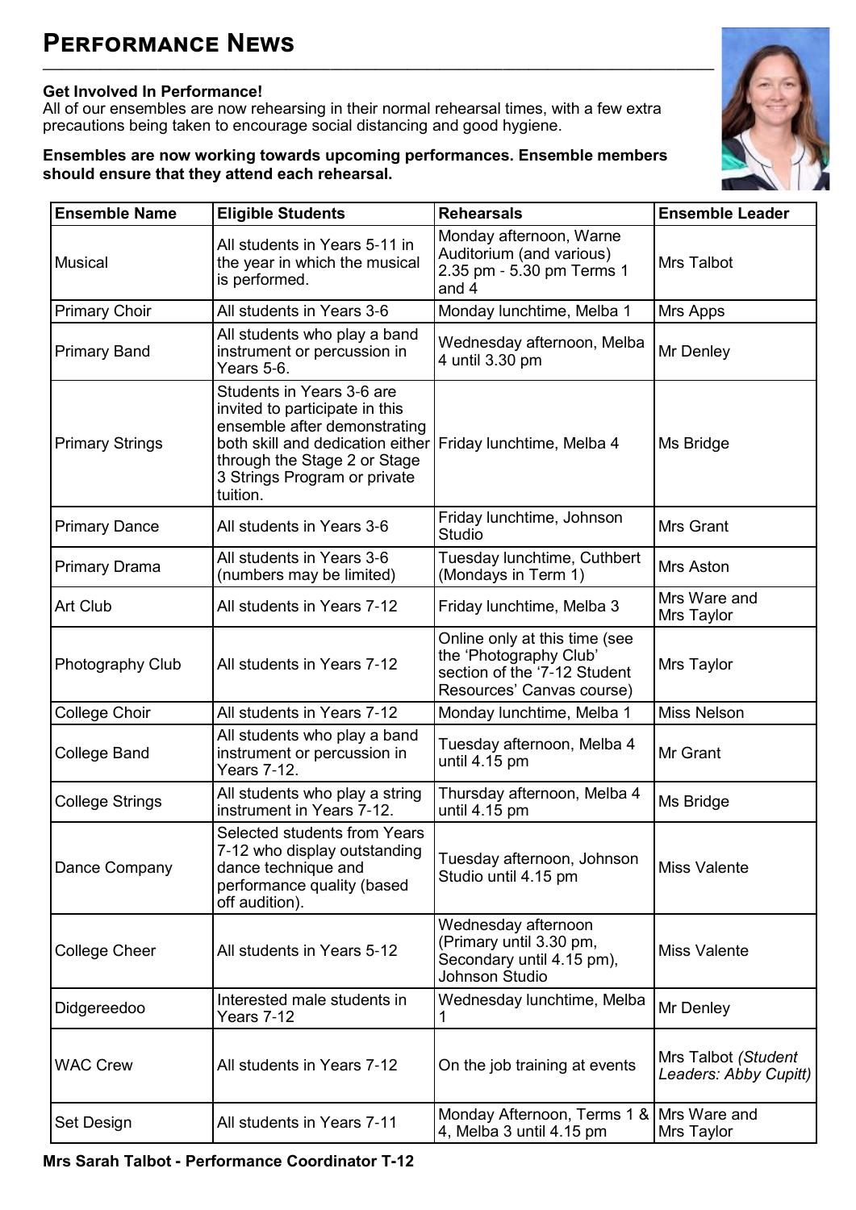# Performance News

**Get Involved In Performance!**
All of our ensembles are now rehearsing in their normal rehearsal times, with a few extra precautions being taken to encourage social distancing and good hygiene.

**Ensembles are now working towards upcoming performances. Ensemble members should ensure that they attend each rehearsal.**

| Ensemble Name | Eligible Students | Rehearsals | Ensemble Leader |
|---|---|---|---|
| Musical | All students in Years 5-11 in the year in which the musical is performed. | Monday afternoon, Warne Auditorium (and various) 2.35 pm - 5.30 pm Terms 1 and 4 | Mrs Talbot |
| Primary Choir | All students in Years 3-6 | Monday lunchtime, Melba 1 | Mrs Apps |
| Primary Band | All students who play a band instrument or percussion in Years 5-6. | Wednesday afternoon, Melba 4 until 3.30 pm | Mr Denley |
| Primary Strings | Students in Years 3-6 are invited to participate in this ensemble after demonstrating both skill and dedication either through the Stage 2 or Stage 3 Strings Program or private tuition. | Friday lunchtime, Melba 4 | Ms Bridge |
| Primary Dance | All students in Years 3-6 | Friday lunchtime, Johnson Studio | Mrs Grant |
| Primary Drama | All students in Years 3-6 (numbers may be limited) | Tuesday lunchtime, Cuthbert (Mondays in Term 1) | Mrs Aston |
| Art Club | All students in Years 7-12 | Friday lunchtime, Melba 3 | Mrs Ware and Mrs Taylor |
| Photography Club | All students in Years 7-12 | Online only at this time (see the 'Photography Club' section of the '7-12 Student Resources' Canvas course) | Mrs Taylor |
| College Choir | All students in Years 7-12 | Monday lunchtime, Melba 1 | Miss Nelson |
| College Band | All students who play a band instrument or percussion in Years 7-12. | Tuesday afternoon, Melba 4 until 4.15 pm | Mr Grant |
| College Strings | All students who play a string instrument in Years 7-12. | Thursday afternoon, Melba 4 until 4.15 pm | Ms Bridge |
| Dance Company | Selected students from Years 7-12 who display outstanding dance technique and performance quality (based off audition). | Tuesday afternoon, Johnson Studio until 4.15 pm | Miss Valente |
| College Cheer | All students in Years 5-12 | Wednesday afternoon (Primary until 3.30 pm, Secondary until 4.15 pm), Johnson Studio | Miss Valente |
| Didgereedoo | Interested male students in Years 7-12 | Wednesday lunchtime, Melba 1 | Mr Denley |
| WAC Crew | All students in Years 7-12 | On the job training at events | Mrs Talbot *(Student Leaders: Abby Cupitt)* |
| Set Design | All students in Years 7-11 | Monday Afternoon, Terms 1 & 4, Melba 3 until 4.15 pm | Mrs Ware and Mrs Taylor |

**Mrs Sarah Talbot - Performance Coordinator T-12**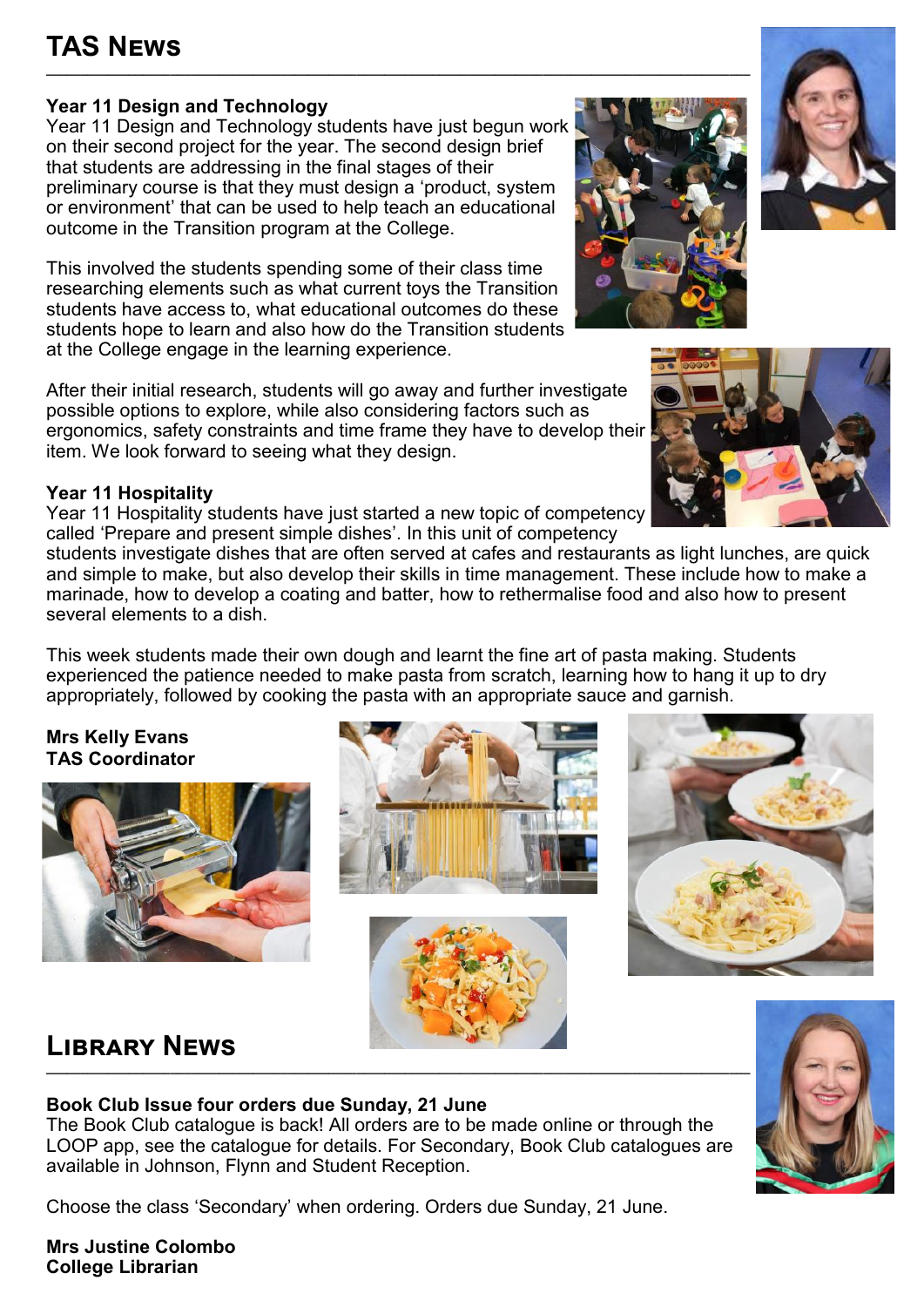# TAS News

### Year 11 Design and Technology

Year 11 Design and Technology students have just begun work on their second project for the year. The second design brief that students are addressing in the final stages of their preliminary course is that they must design a 'product, system or environment' that can be used to help teach an educational outcome in the Transition program at the College.

This involved the students spending some of their class time researching elements such as what current toys the Transition students have access to, what educational outcomes do these students hope to learn and also how do the Transition students at the College engage in the learning experience.

After their initial research, students will go away and further investigate possible options to explore, while also considering factors such as ergonomics, safety constraints and time frame they have to develop their item. We look forward to seeing what they design.

### Year 11 Hospitality

Year 11 Hospitality students have just started a new topic of competency called 'Prepare and present simple dishes'. In this unit of competency students investigate dishes that are often served at cafes and restaurants as light lunches, are quick and simple to make, but also develop their skills in time management. These include how to make a marinade, how to develop a coating and batter, how to rethermalise food and also how to present several elements to a dish.

This week students made their own dough and learnt the fine art of pasta making. Students experienced the patience needed to make pasta from scratch, learning how to hang it up to dry appropriately, followed by cooking the pasta with an appropriate sauce and garnish.

**Mrs Kelly Evans**
**TAS Coordinator**

# Library News

### Book Club Issue four orders due Sunday, 21 June

The Book Club catalogue is back! All orders are to be made online or through the LOOP app, see the catalogue for details. For Secondary, Book Club catalogues are available in Johnson, Flynn and Student Reception.

Choose the class 'Secondary' when ordering. Orders due Sunday, 21 June.

**Mrs Justine Colombo**
**College Librarian**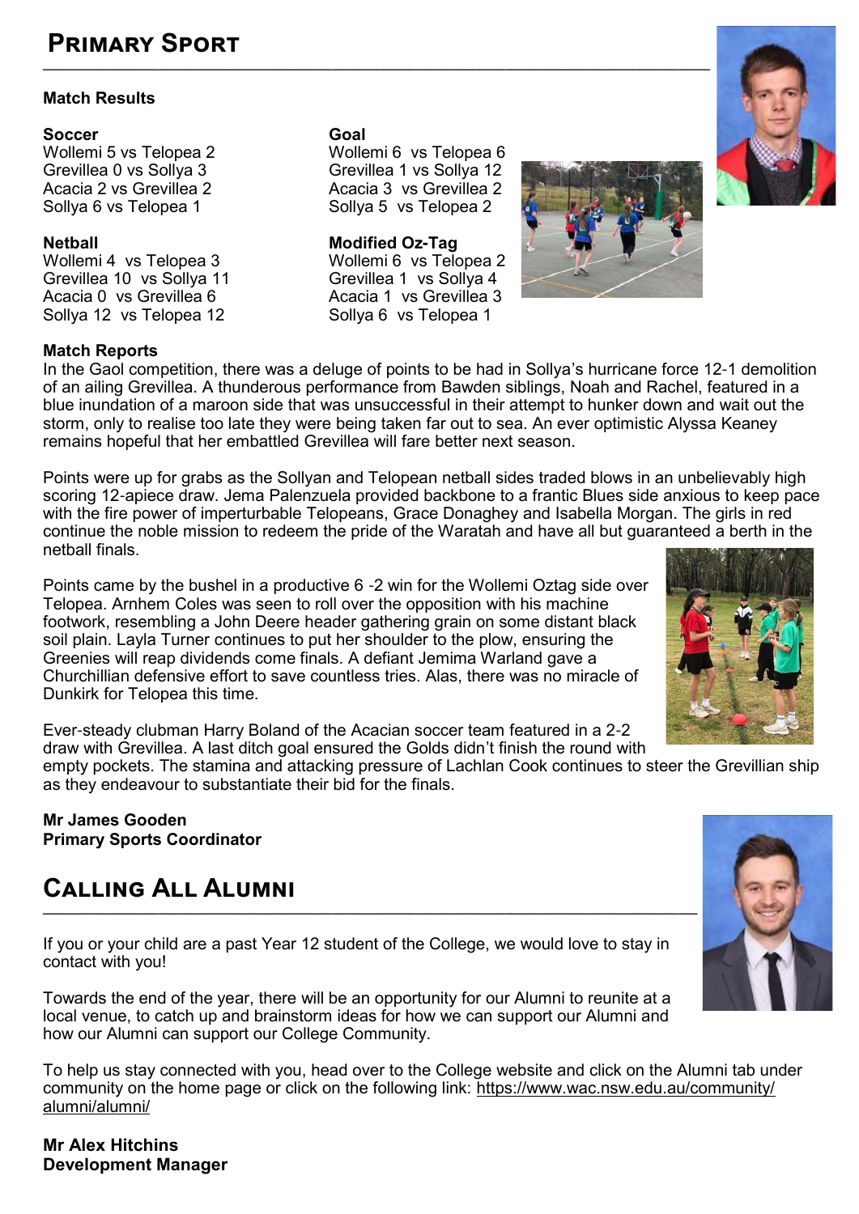# Primary Sport

**Match Results**

**Soccer**
Wollemi 5 vs Telopea 2
Grevillea 0 vs Sollya 3
Acacia 2 vs Grevillea 2
Sollya 6 vs Telopea 1

**Netball**
Wollemi 4 vs Telopea 3
Grevillea 10 vs Sollya 11
Acacia 0 vs Grevillea 6
Sollya 12 vs Telopea 12

**Goal**
Wollemi 6 vs Telopea 6
Grevillea 1 vs Sollya 12
Acacia 3 vs Grevillea 2
Sollya 5 vs Telopea 2

**Modified Oz-Tag**
Wollemi 6 vs Telopea 2
Grevillea 1 vs Sollya 4
Acacia 1 vs Grevillea 3
Sollya 6 vs Telopea 1

**Match Reports**

In the Gaol competition, there was a deluge of points to be had in Sollya's hurricane force 12-1 demolition of an ailing Grevillea. A thunderous performance from Bawden siblings, Noah and Rachel, featured in a blue inundation of a maroon side that was unsuccessful in their attempt to hunker down and wait out the storm, only to realise too late they were being taken far out to sea. An ever optimistic Alyssa Keaney remains hopeful that her embattled Grevillea will fare better next season.

Points were up for grabs as the Sollyan and Telopean netball sides traded blows in an unbelievably high scoring 12-apiece draw. Jema Palenzuela provided backbone to a frantic Blues side anxious to keep pace with the fire power of imperturbable Telopeans, Grace Donaghey and Isabella Morgan. The girls in red continue the noble mission to redeem the pride of the Waratah and have all but guaranteed a berth in the netball finals.

Points came by the bushel in a productive 6 -2 win for the Wollemi Oztag side over Telopea. Arnhem Coles was seen to roll over the opposition with his machine footwork, resembling a John Deere header gathering grain on some distant black soil plain. Layla Turner continues to put her shoulder to the plow, ensuring the Greenies will reap dividends come finals. A defiant Jemima Warland gave a Churchillian defensive effort to save countless tries. Alas, there was no miracle of Dunkirk for Telopea this time.

Ever-steady clubman Harry Boland of the Acacian soccer team featured in a 2-2 draw with Grevillea. A last ditch goal ensured the Golds didn't finish the round with empty pockets. The stamina and attacking pressure of Lachlan Cook continues to steer the Grevillian ship as they endeavour to substantiate their bid for the finals.

**Mr James Gooden**
**Primary Sports Coordinator**

# Calling All Alumni

If you or your child are a past Year 12 student of the College, we would love to stay in contact with you!

Towards the end of the year, there will be an opportunity for our Alumni to reunite at a local venue, to catch up and brainstorm ideas for how we can support our Alumni and how our Alumni can support our College Community.

To help us stay connected with you, head over to the College website and click on the Alumni tab under community on the home page or click on the following link: https://www.wac.nsw.edu.au/community/alumni/alumni/

**Mr Alex Hitchins**
**Development Manager**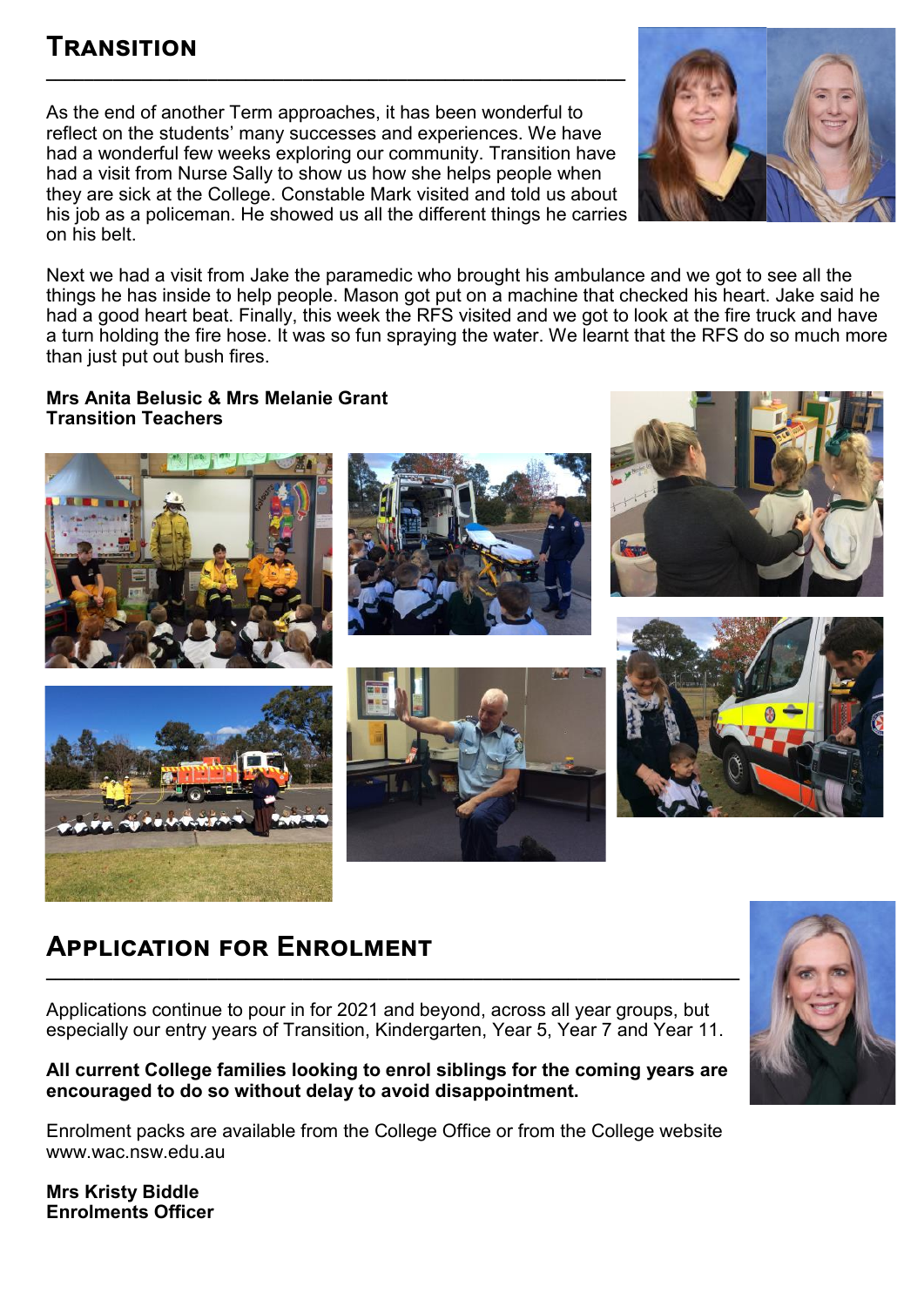## Transition

As the end of another Term approaches, it has been wonderful to reflect on the students' many successes and experiences. We have had a wonderful few weeks exploring our community. Transition have had a visit from Nurse Sally to show us how she helps people when they are sick at the College. Constable Mark visited and told us about his job as a policeman. He showed us all the different things he carries on his belt.

Next we had a visit from Jake the paramedic who brought his ambulance and we got to see all the things he has inside to help people. Mason got put on a machine that checked his heart. Jake said he had a good heart beat. Finally, this week the RFS visited and we got to look at the fire truck and have a turn holding the fire hose. It was so fun spraying the water. We learnt that the RFS do so much more than just put out bush fires.

**Mrs Anita Belusic & Mrs Melanie Grant**
**Transition Teachers**

## Application for Enrolment

Applications continue to pour in for 2021 and beyond, across all year groups, but especially our entry years of Transition, Kindergarten, Year 5, Year 7 and Year 11.

**All current College families looking to enrol siblings for the coming years are encouraged to do so without delay to avoid disappointment.**

Enrolment packs are available from the College Office or from the College website www.wac.nsw.edu.au

**Mrs Kristy Biddle**
**Enrolments Officer**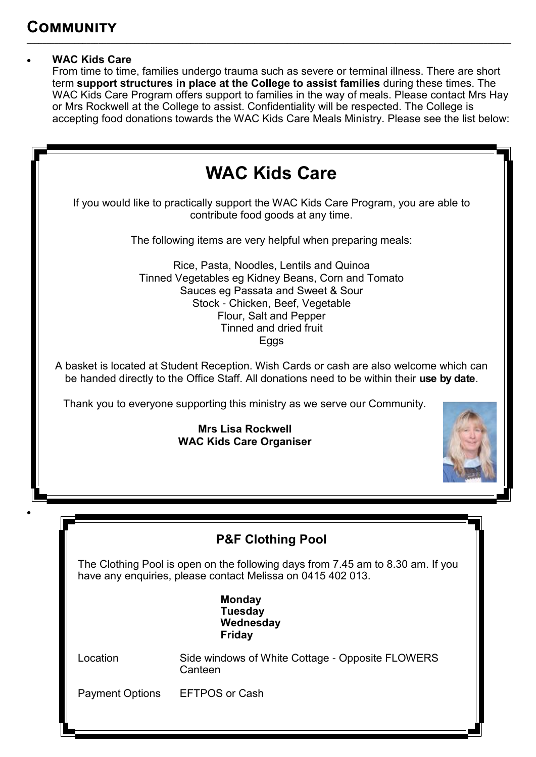## Community

- **WAC Kids Care**
  From time to time, families undergo trauma such as severe or terminal illness. There are short term **support structures in place at the College to assist families** during these times. The WAC Kids Care Program offers support to families in the way of meals. Please contact Mrs Hay or Mrs Rockwell at the College to assist. Confidentiality will be respected. The College is accepting food donations towards the WAC Kids Care Meals Ministry. Please see the list below:

# WAC Kids Care

If you would like to practically support the WAC Kids Care Program, you are able to contribute food goods at any time.

The following items are very helpful when preparing meals:

Rice, Pasta, Noodles, Lentils and Quinoa
Tinned Vegetables eg Kidney Beans, Corn and Tomato
Sauces eg Passata and Sweet & Sour
Stock - Chicken, Beef, Vegetable
Flour, Salt and Pepper
Tinned and dried fruit
Eggs

A basket is located at Student Reception. Wish Cards or cash are also welcome which can be handed directly to the Office Staff. All donations need to be within their **use by date**.

Thank you to everyone supporting this ministry as we serve our Community.

**Mrs Lisa Rockwell**
**WAC Kids Care Organiser**

### P&F Clothing Pool

The Clothing Pool is open on the following days from 7.45 am to 8.30 am. If you have any enquiries, please contact Melissa on 0415 402 013.

**Monday**
**Tuesday**
**Wednesday**
**Friday**

| | |
|---|---|
| Location | Side windows of White Cottage - Opposite FLOWERS Canteen |
| Payment Options | EFTPOS or Cash |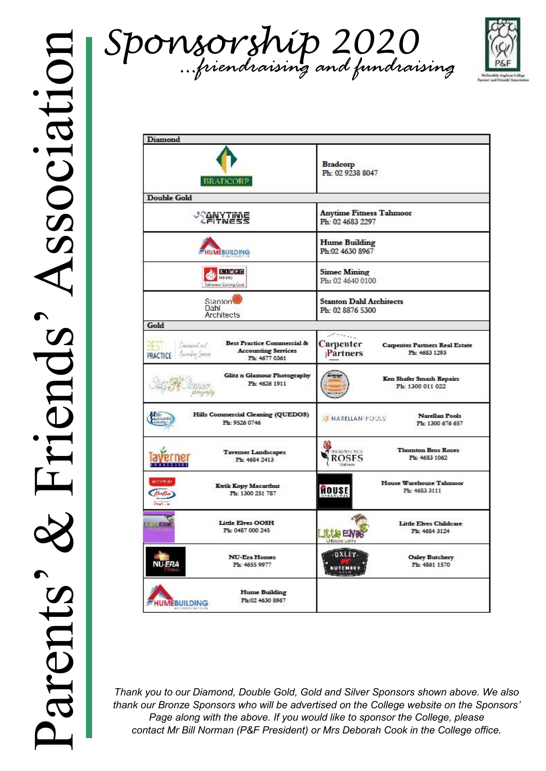# Parents' & Friends' Association

# Sponsorship 2020

*...friendraising and fundraising*

| Diamond | |
|---|---|
| BRADCORP | Bradcorp<br>Ph: 02 9238 8047 |
| **Double Gold** | |
| ANYTIME FITNESS | Anytime Fitness Tahmoor<br>Ph: 02 4683 2297 |
| HUMEBUILDING | Hume Building<br>Ph:02 4630 8967 |
| SIMEC MINING Tahmoor Coking Coal | Simec Mining<br>Ph: 02 4640 0100 |
| Stanton Dahl Architects | Stanton Dahl Architects<br>Ph: 02 8876 5300 |

| Gold | | | |
|---|---|---|---|
| BEST PRACTICE Commercial and Accounting Services | Best Practice Commercial & Accounting Services<br>Ph: 4677 0361 | Carpenter Partners | Carpenter Partners Real Estate<br>Ph: 4683 1293 |
| Glitz n Glamour photography | Glitz n Glamour Photography<br>Ph: 4626 1911 | | Ken Shafer Smash Repairs<br>Ph: 1300 011 022 |
| | Hills Commercial Cleaning (QUEDOS)<br>Ph: 9526 0746 | NARELLAN POOLS | Narellan Pools<br>Ph: 1300 676 657 |
| Taverner LANDSCAPES | Taverner Landscapes<br>Ph: 4684 2413 | THORNTON BROS ROSES | Thornton Bros Roses<br>Ph: 4683 1062 |
| | Kwik Kopy Macarthur<br>Ph: 1300 251 787 | HOUSE WAREHOUSE | House Warehouse Tahmoor<br>Ph: 4683 3111 |
| Little Elves | Little Elves OOSH<br>Ph: 0487 000 245 | Little Elves Childcare Centre | Little Elves Childcare<br>Ph: 4684 3124 |
| NU-ERA Homes | NU-Era Homes<br>Ph: 4655 9977 | OXLEY BUTCHERY | Oxley Butchery<br>Ph: 4861 1570 |
| HUMEBUILDING | Hume Building<br>Ph:02 4630 8967 | | |

*Thank you to our Diamond, Double Gold, Gold and Silver Sponsors shown above. We also thank our Bronze Sponsors who will be advertised on the College website on the Sponsors' Page along with the above. If you would like to sponsor the College, please contact Mr Bill Norman (P&F President) or Mrs Deborah Cook in the College office.*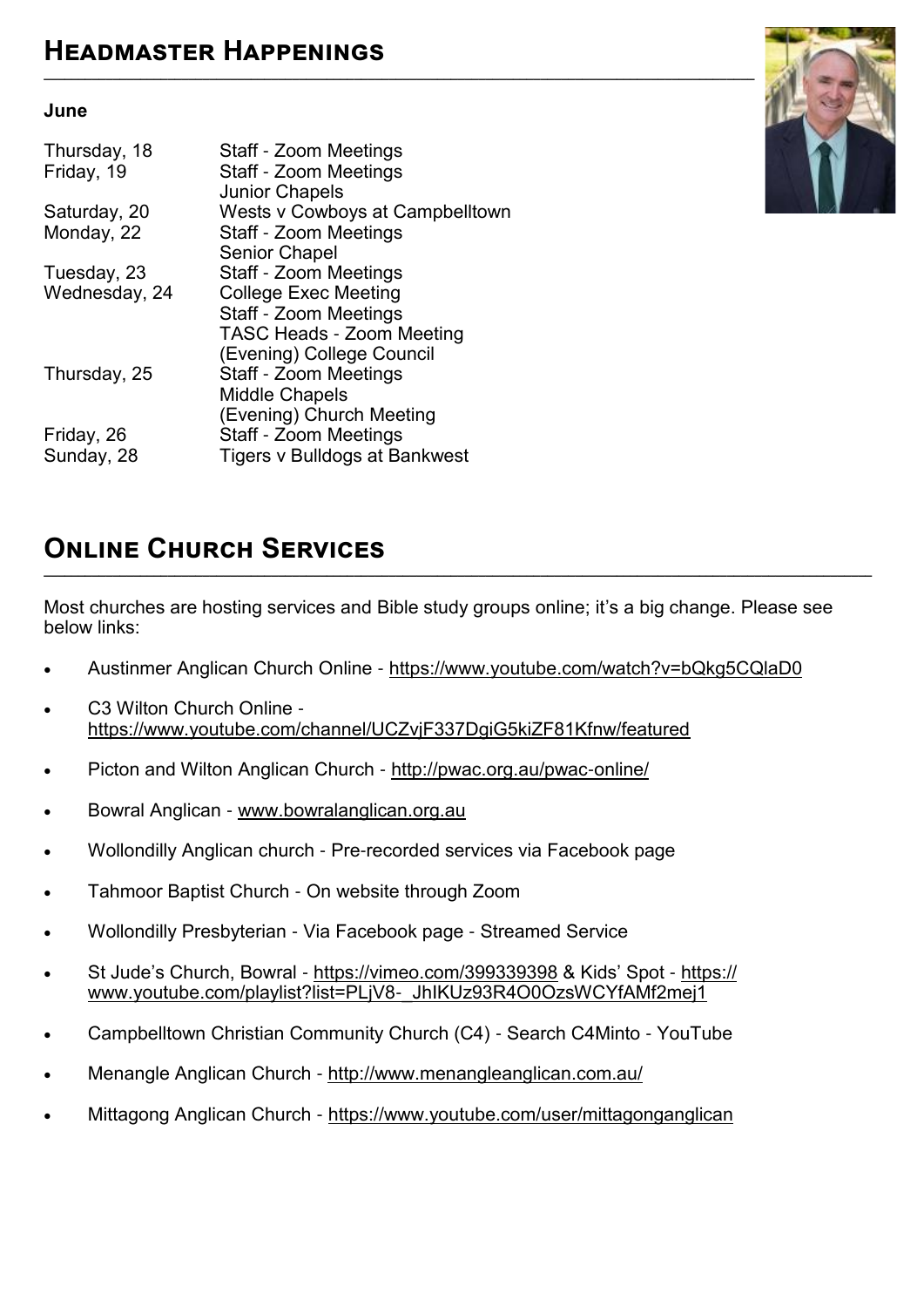## Headmaster Happenings

**June**

| | |
|---|---|
| Thursday, 18 | Staff - Zoom Meetings |
| Friday, 19 | Staff - Zoom Meetings |
| | Junior Chapels |
| Saturday, 20 | Wests v Cowboys at Campbelltown |
| Monday, 22 | Staff - Zoom Meetings |
| | Senior Chapel |
| Tuesday, 23 | Staff - Zoom Meetings |
| Wednesday, 24 | College Exec Meeting |
| | Staff - Zoom Meetings |
| | TASC Heads - Zoom Meeting |
| | (Evening) College Council |
| Thursday, 25 | Staff - Zoom Meetings |
| | Middle Chapels |
| | (Evening) Church Meeting |
| Friday, 26 | Staff - Zoom Meetings |
| Sunday, 28 | Tigers v Bulldogs at Bankwest |

## Online Church Services

Most churches are hosting services and Bible study groups online; it's a big change. Please see below links:

- Austinmer Anglican Church Online - https://www.youtube.com/watch?v=bQkg5CQlaD0
- C3 Wilton Church Online - https://www.youtube.com/channel/UCZvjF337DgiG5kiZF81Kfnw/featured
- Picton and Wilton Anglican Church - http://pwac.org.au/pwac-online/
- Bowral Anglican - www.bowralanglican.org.au
- Wollondilly Anglican church - Pre-recorded services via Facebook page
- Tahmoor Baptist Church - On website through Zoom
- Wollondilly Presbyterian - Via Facebook page - Streamed Service
- St Jude's Church, Bowral - https://vimeo.com/399339398 & Kids' Spot - https://www.youtube.com/playlist?list=PLjV8-_JhIKUz93R4O0OzsWCYfAMf2mej1
- Campbelltown Christian Community Church (C4) - Search C4Minto - YouTube
- Menangle Anglican Church - http://www.menangleanglican.com.au/
- Mittagong Anglican Church - https://www.youtube.com/user/mittagonganglican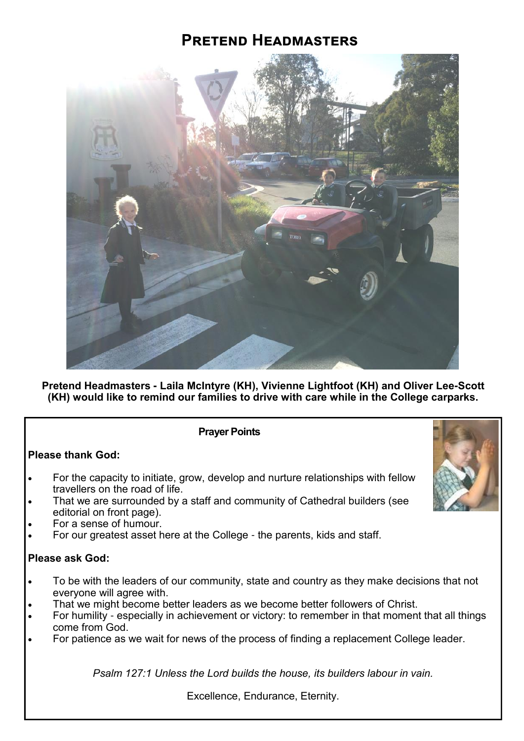# Pretend Headmasters

**Pretend Headmasters - Laila McIntyre (KH), Vivienne Lightfoot (KH) and Oliver Lee-Scott (KH) would like to remind our families to drive with care while in the College carparks.**

**Prayer Points**

**Please thank God:**

- For the capacity to initiate, grow, develop and nurture relationships with fellow travellers on the road of life.
- That we are surrounded by a staff and community of Cathedral builders (see editorial on front page).
- For a sense of humour.
- For our greatest asset here at the College - the parents, kids and staff.

**Please ask God:**

- To be with the leaders of our community, state and country as they make decisions that not everyone will agree with.
- That we might become better leaders as we become better followers of Christ.
- For humility - especially in achievement or victory: to remember in that moment that all things come from God.
- For patience as we wait for news of the process of finding a replacement College leader.

*Psalm 127:1 Unless the Lord builds the house, its builders labour in vain.*

Excellence, Endurance, Eternity.